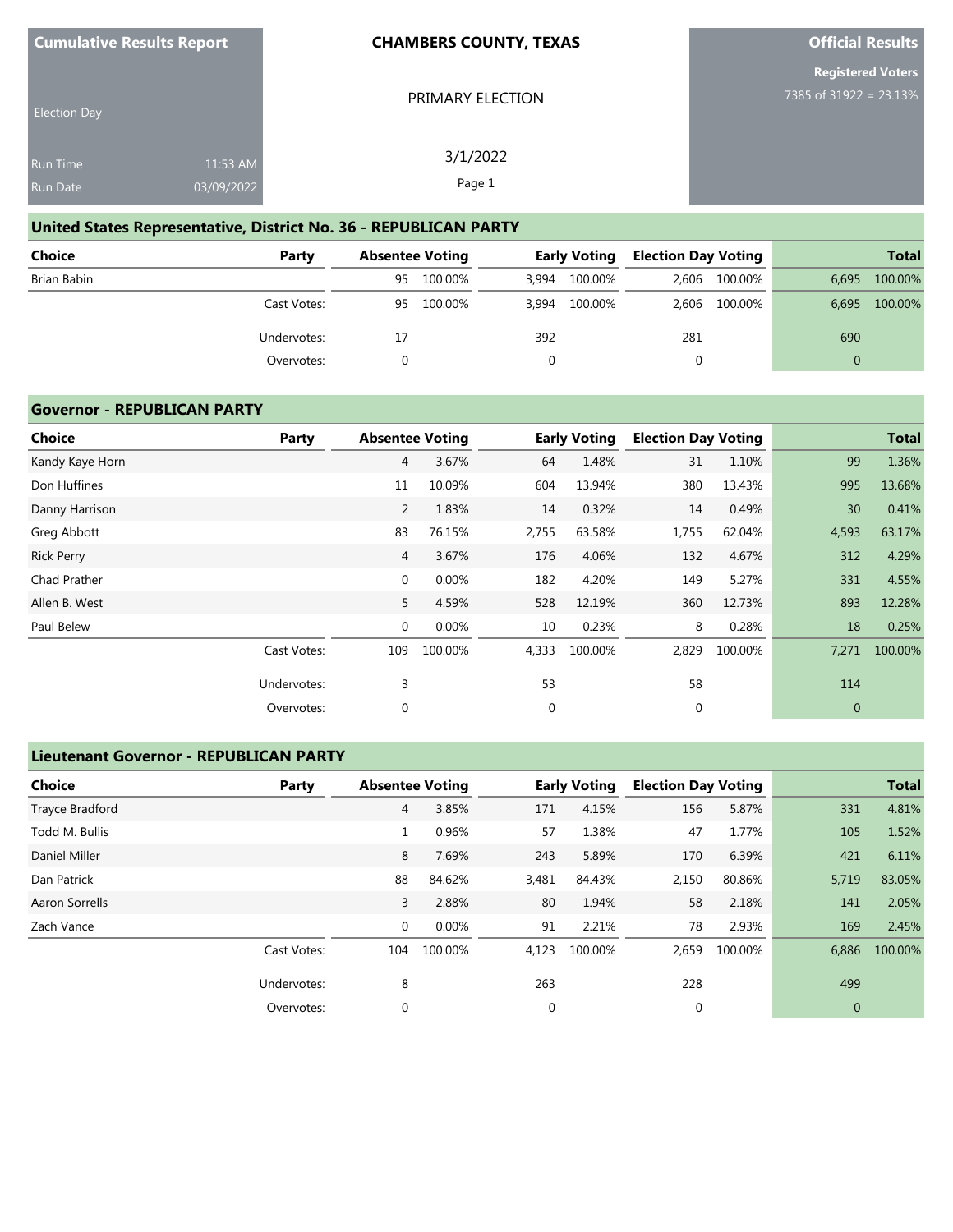**Cumulative Results Report**

Election Day

Run Time 11:53 AM

Run Date 03/09/2022

**CHAMBERS COUNTY, TEXAS**

PRIMARY ELECTION

3/1/2022

Page 1

**Official Results**

**Registered Voters**

7385 of 31922 = 23.13%

## United States Representative, District No. 36 - REPUBLICAN PARTY

| Choice | Party | Absentee Voting | | Early Voting | | Election Day Voting | | Total | |
|---|---|---|---|---|---|---|---|---|---|
| Brian Babin | | 95 | 100.00% | 3,994 | 100.00% | 2,606 | 100.00% | 6,695 | 100.00% |
| | Cast Votes: | 95 | 100.00% | 3,994 | 100.00% | 2,606 | 100.00% | 6,695 | 100.00% |
| | Undervotes: | 17 | | 392 | | 281 | | 690 | |
| | Overvotes: | 0 | | 0 | | 0 | | 0 | |

## Governor - REPUBLICAN PARTY

| Choice | Party | Absentee Voting | | Early Voting | | Election Day Voting | | Total | |
|---|---|---|---|---|---|---|---|---|---|
| Kandy Kaye Horn | | 4 | 3.67% | 64 | 1.48% | 31 | 1.10% | 99 | 1.36% |
| Don Huffines | | 11 | 10.09% | 604 | 13.94% | 380 | 13.43% | 995 | 13.68% |
| Danny Harrison | | 2 | 1.83% | 14 | 0.32% | 14 | 0.49% | 30 | 0.41% |
| Greg Abbott | | 83 | 76.15% | 2,755 | 63.58% | 1,755 | 62.04% | 4,593 | 63.17% |
| Rick Perry | | 4 | 3.67% | 176 | 4.06% | 132 | 4.67% | 312 | 4.29% |
| Chad Prather | | 0 | 0.00% | 182 | 4.20% | 149 | 5.27% | 331 | 4.55% |
| Allen B. West | | 5 | 4.59% | 528 | 12.19% | 360 | 12.73% | 893 | 12.28% |
| Paul Belew | | 0 | 0.00% | 10 | 0.23% | 8 | 0.28% | 18 | 0.25% |
| | Cast Votes: | 109 | 100.00% | 4,333 | 100.00% | 2,829 | 100.00% | 7,271 | 100.00% |
| | Undervotes: | 3 | | 53 | | 58 | | 114 | |
| | Overvotes: | 0 | | 0 | | 0 | | 0 | |

## Lieutenant Governor - REPUBLICAN PARTY

| Choice | Party | Absentee Voting | | Early Voting | | Election Day Voting | | Total | |
|---|---|---|---|---|---|---|---|---|---|
| Trayce Bradford | | 4 | 3.85% | 171 | 4.15% | 156 | 5.87% | 331 | 4.81% |
| Todd M. Bullis | | 1 | 0.96% | 57 | 1.38% | 47 | 1.77% | 105 | 1.52% |
| Daniel Miller | | 8 | 7.69% | 243 | 5.89% | 170 | 6.39% | 421 | 6.11% |
| Dan Patrick | | 88 | 84.62% | 3,481 | 84.43% | 2,150 | 80.86% | 5,719 | 83.05% |
| Aaron Sorrells | | 3 | 2.88% | 80 | 1.94% | 58 | 2.18% | 141 | 2.05% |
| Zach Vance | | 0 | 0.00% | 91 | 2.21% | 78 | 2.93% | 169 | 2.45% |
| | Cast Votes: | 104 | 100.00% | 4,123 | 100.00% | 2,659 | 100.00% | 6,886 | 100.00% |
| | Undervotes: | 8 | | 263 | | 228 | | 499 | |
| | Overvotes: | 0 | | 0 | | 0 | | 0 | |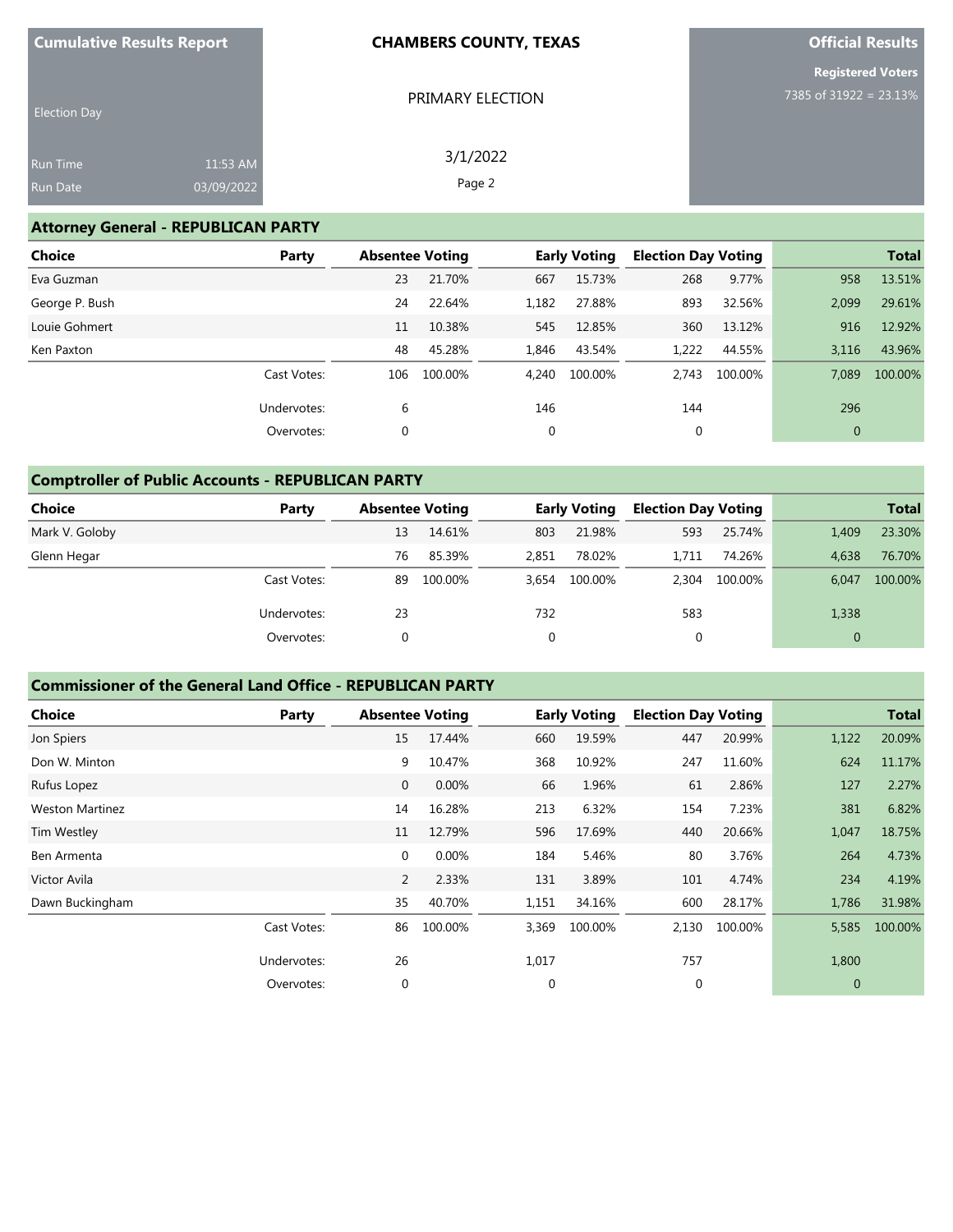**Cumulative Results Report**

Election Day

Run Time 11:53 AM
Run Date 03/09/2022

**CHAMBERS COUNTY, TEXAS**

PRIMARY ELECTION

3/1/2022

**Official Results**

**Registered Voters**
7385 of 31922 = 23.13%

## Attorney General - REPUBLICAN PARTY

| Choice | Party | Absentee Voting | | Early Voting | | Election Day Voting | | Total | |
|---|---|---|---|---|---|---|---|---|---|
| Eva Guzman | | 23 | 21.70% | 667 | 15.73% | 268 | 9.77% | 958 | 13.51% |
| George P. Bush | | 24 | 22.64% | 1,182 | 27.88% | 893 | 32.56% | 2,099 | 29.61% |
| Louie Gohmert | | 11 | 10.38% | 545 | 12.85% | 360 | 13.12% | 916 | 12.92% |
| Ken Paxton | | 48 | 45.28% | 1,846 | 43.54% | 1,222 | 44.55% | 3,116 | 43.96% |
| | Cast Votes: | 106 | 100.00% | 4,240 | 100.00% | 2,743 | 100.00% | 7,089 | 100.00% |
| | Undervotes: | 6 | | 146 | | 144 | | 296 | |
| | Overvotes: | 0 | | 0 | | 0 | | 0 | |

## Comptroller of Public Accounts - REPUBLICAN PARTY

| Choice | Party | Absentee Voting | | Early Voting | | Election Day Voting | | Total | |
|---|---|---|---|---|---|---|---|---|---|
| Mark V. Goloby | | 13 | 14.61% | 803 | 21.98% | 593 | 25.74% | 1,409 | 23.30% |
| Glenn Hegar | | 76 | 85.39% | 2,851 | 78.02% | 1,711 | 74.26% | 4,638 | 76.70% |
| | Cast Votes: | 89 | 100.00% | 3,654 | 100.00% | 2,304 | 100.00% | 6,047 | 100.00% |
| | Undervotes: | 23 | | 732 | | 583 | | 1,338 | |
| | Overvotes: | 0 | | 0 | | 0 | | 0 | |

## Commissioner of the General Land Office - REPUBLICAN PARTY

| Choice | Party | Absentee Voting | | Early Voting | | Election Day Voting | | Total | |
|---|---|---|---|---|---|---|---|---|---|
| Jon Spiers | | 15 | 17.44% | 660 | 19.59% | 447 | 20.99% | 1,122 | 20.09% |
| Don W. Minton | | 9 | 10.47% | 368 | 10.92% | 247 | 11.60% | 624 | 11.17% |
| Rufus Lopez | | 0 | 0.00% | 66 | 1.96% | 61 | 2.86% | 127 | 2.27% |
| Weston Martinez | | 14 | 16.28% | 213 | 6.32% | 154 | 7.23% | 381 | 6.82% |
| Tim Westley | | 11 | 12.79% | 596 | 17.69% | 440 | 20.66% | 1,047 | 18.75% |
| Ben Armenta | | 0 | 0.00% | 184 | 5.46% | 80 | 3.76% | 264 | 4.73% |
| Victor Avila | | 2 | 2.33% | 131 | 3.89% | 101 | 4.74% | 234 | 4.19% |
| Dawn Buckingham | | 35 | 40.70% | 1,151 | 34.16% | 600 | 28.17% | 1,786 | 31.98% |
| | Cast Votes: | 86 | 100.00% | 3,369 | 100.00% | 2,130 | 100.00% | 5,585 | 100.00% |
| | Undervotes: | 26 | | 1,017 | | 757 | | 1,800 | |
| | Overvotes: | 0 | | 0 | | 0 | | 0 | |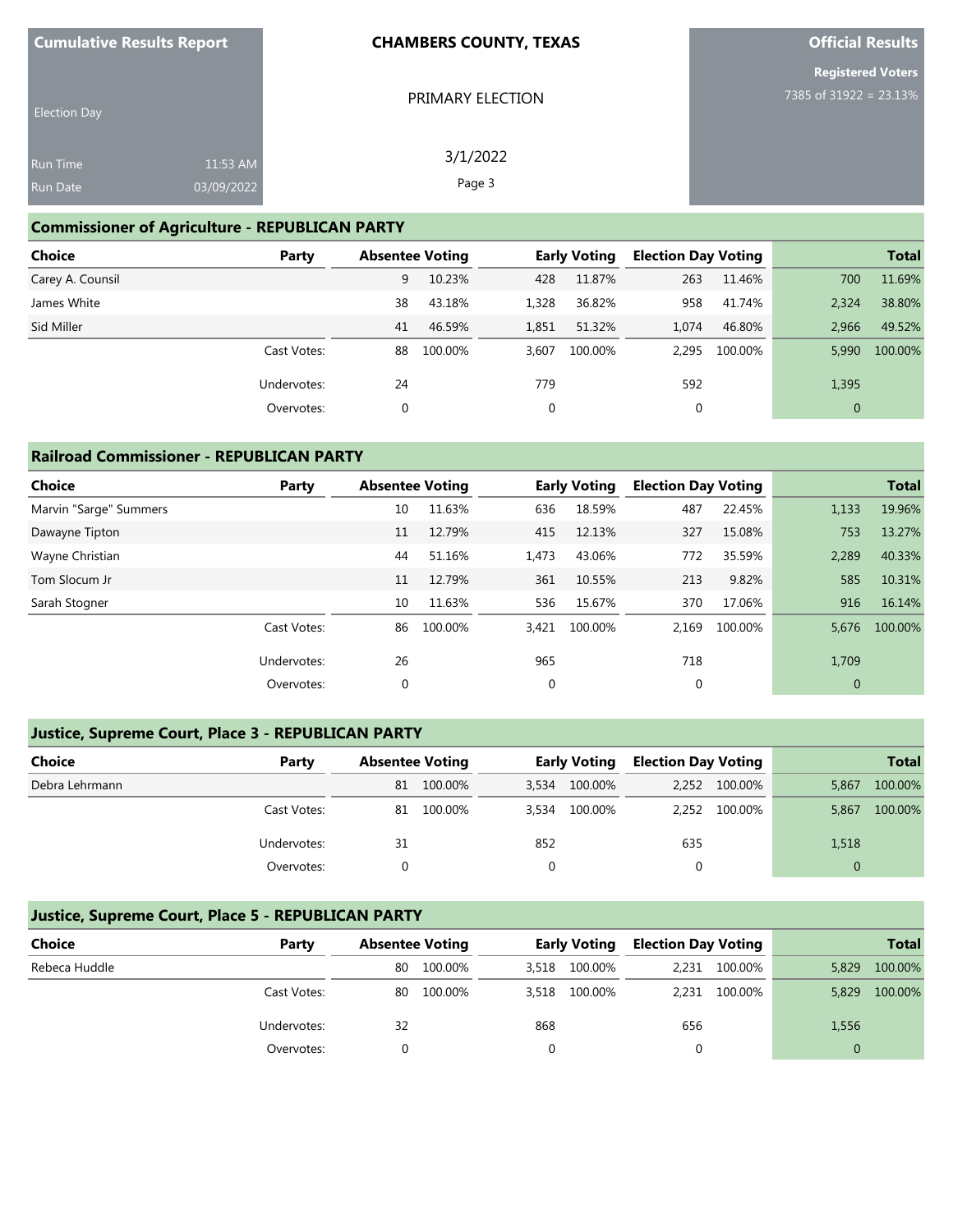**Cumulative Results Report**

Election Day

Run Time 11:53 AM
Run Date 03/09/2022

**CHAMBERS COUNTY, TEXAS**

PRIMARY ELECTION

3/1/2022

**Official Results**

**Registered Voters**
7385 of 31922 = 23.13%

## Commissioner of Agriculture - REPUBLICAN PARTY

| Choice | Party | Absentee Voting | | Early Voting | | Election Day Voting | | Total | |
|---|---|---|---|---|---|---|---|---|---|
| Carey A. Counsil | | 9 | 10.23% | 428 | 11.87% | 263 | 11.46% | 700 | 11.69% |
| James White | | 38 | 43.18% | 1,328 | 36.82% | 958 | 41.74% | 2,324 | 38.80% |
| Sid Miller | | 41 | 46.59% | 1,851 | 51.32% | 1,074 | 46.80% | 2,966 | 49.52% |
| | Cast Votes: | 88 | 100.00% | 3,607 | 100.00% | 2,295 | 100.00% | 5,990 | 100.00% |
| | Undervotes: | 24 | | 779 | | 592 | | 1,395 | |
| | Overvotes: | 0 | | 0 | | 0 | | 0 | |

## Railroad Commissioner - REPUBLICAN PARTY

| Choice | Party | Absentee Voting | | Early Voting | | Election Day Voting | | Total | |
|---|---|---|---|---|---|---|---|---|---|
| Marvin "Sarge" Summers | | 10 | 11.63% | 636 | 18.59% | 487 | 22.45% | 1,133 | 19.96% |
| Dawayne Tipton | | 11 | 12.79% | 415 | 12.13% | 327 | 15.08% | 753 | 13.27% |
| Wayne Christian | | 44 | 51.16% | 1,473 | 43.06% | 772 | 35.59% | 2,289 | 40.33% |
| Tom Slocum Jr | | 11 | 12.79% | 361 | 10.55% | 213 | 9.82% | 585 | 10.31% |
| Sarah Stogner | | 10 | 11.63% | 536 | 15.67% | 370 | 17.06% | 916 | 16.14% |
| | Cast Votes: | 86 | 100.00% | 3,421 | 100.00% | 2,169 | 100.00% | 5,676 | 100.00% |
| | Undervotes: | 26 | | 965 | | 718 | | 1,709 | |
| | Overvotes: | 0 | | 0 | | 0 | | 0 | |

## Justice, Supreme Court, Place 3 - REPUBLICAN PARTY

| Choice | Party | Absentee Voting | | Early Voting | | Election Day Voting | | Total | |
|---|---|---|---|---|---|---|---|---|---|
| Debra Lehrmann | | 81 | 100.00% | 3,534 | 100.00% | 2,252 | 100.00% | 5,867 | 100.00% |
| | Cast Votes: | 81 | 100.00% | 3,534 | 100.00% | 2,252 | 100.00% | 5,867 | 100.00% |
| | Undervotes: | 31 | | 852 | | 635 | | 1,518 | |
| | Overvotes: | 0 | | 0 | | 0 | | 0 | |

## Justice, Supreme Court, Place 5 - REPUBLICAN PARTY

| Choice | Party | Absentee Voting | | Early Voting | | Election Day Voting | | Total | |
|---|---|---|---|---|---|---|---|---|---|
| Rebeca Huddle | | 80 | 100.00% | 3,518 | 100.00% | 2,231 | 100.00% | 5,829 | 100.00% |
| | Cast Votes: | 80 | 100.00% | 3,518 | 100.00% | 2,231 | 100.00% | 5,829 | 100.00% |
| | Undervotes: | 32 | | 868 | | 656 | | 1,556 | |
| | Overvotes: | 0 | | 0 | | 0 | | 0 | |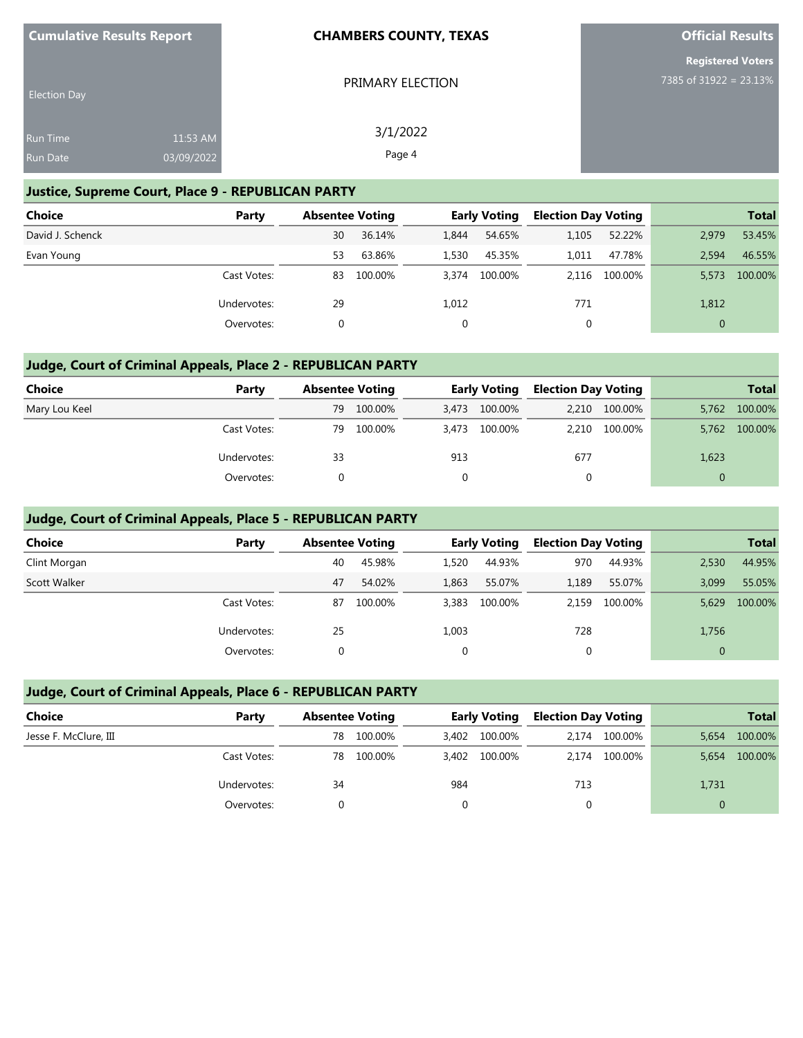Cumulative Results Report

Election Day

Run Time 11:53 AM
Run Date 03/09/2022

**CHAMBERS COUNTY, TEXAS**

PRIMARY ELECTION

3/1/2022

**Official Results**

**Registered Voters**
7385 of 31922 = 23.13%

## Justice, Supreme Court, Place 9 - REPUBLICAN PARTY

| Choice | Party | Absentee Voting | | Early Voting | | Election Day Voting | | Total | |
|---|---|---|---|---|---|---|---|---|---|
| David J. Schenck | | 30 | 36.14% | 1,844 | 54.65% | 1,105 | 52.22% | 2,979 | 53.45% |
| Evan Young | | 53 | 63.86% | 1,530 | 45.35% | 1,011 | 47.78% | 2,594 | 46.55% |
| | Cast Votes: | 83 | 100.00% | 3,374 | 100.00% | 2,116 | 100.00% | 5,573 | 100.00% |
| | Undervotes: | 29 | | 1,012 | | 771 | | 1,812 | |
| | Overvotes: | 0 | | 0 | | 0 | | 0 | |

## Judge, Court of Criminal Appeals, Place 2 - REPUBLICAN PARTY

| Choice | Party | Absentee Voting | | Early Voting | | Election Day Voting | | Total | |
|---|---|---|---|---|---|---|---|---|---|
| Mary Lou Keel | | 79 | 100.00% | 3,473 | 100.00% | 2,210 | 100.00% | 5,762 | 100.00% |
| | Cast Votes: | 79 | 100.00% | 3,473 | 100.00% | 2,210 | 100.00% | 5,762 | 100.00% |
| | Undervotes: | 33 | | 913 | | 677 | | 1,623 | |
| | Overvotes: | 0 | | 0 | | 0 | | 0 | |

## Judge, Court of Criminal Appeals, Place 5 - REPUBLICAN PARTY

| Choice | Party | Absentee Voting | | Early Voting | | Election Day Voting | | Total | |
|---|---|---|---|---|---|---|---|---|---|
| Clint Morgan | | 40 | 45.98% | 1,520 | 44.93% | 970 | 44.93% | 2,530 | 44.95% |
| Scott Walker | | 47 | 54.02% | 1,863 | 55.07% | 1,189 | 55.07% | 3,099 | 55.05% |
| | Cast Votes: | 87 | 100.00% | 3,383 | 100.00% | 2,159 | 100.00% | 5,629 | 100.00% |
| | Undervotes: | 25 | | 1,003 | | 728 | | 1,756 | |
| | Overvotes: | 0 | | 0 | | 0 | | 0 | |

## Judge, Court of Criminal Appeals, Place 6 - REPUBLICAN PARTY

| Choice | Party | Absentee Voting | | Early Voting | | Election Day Voting | | Total | |
|---|---|---|---|---|---|---|---|---|---|
| Jesse F. McClure, III | | 78 | 100.00% | 3,402 | 100.00% | 2,174 | 100.00% | 5,654 | 100.00% |
| | Cast Votes: | 78 | 100.00% | 3,402 | 100.00% | 2,174 | 100.00% | 5,654 | 100.00% |
| | Undervotes: | 34 | | 984 | | 713 | | 1,731 | |
| | Overvotes: | 0 | | 0 | | 0 | | 0 | |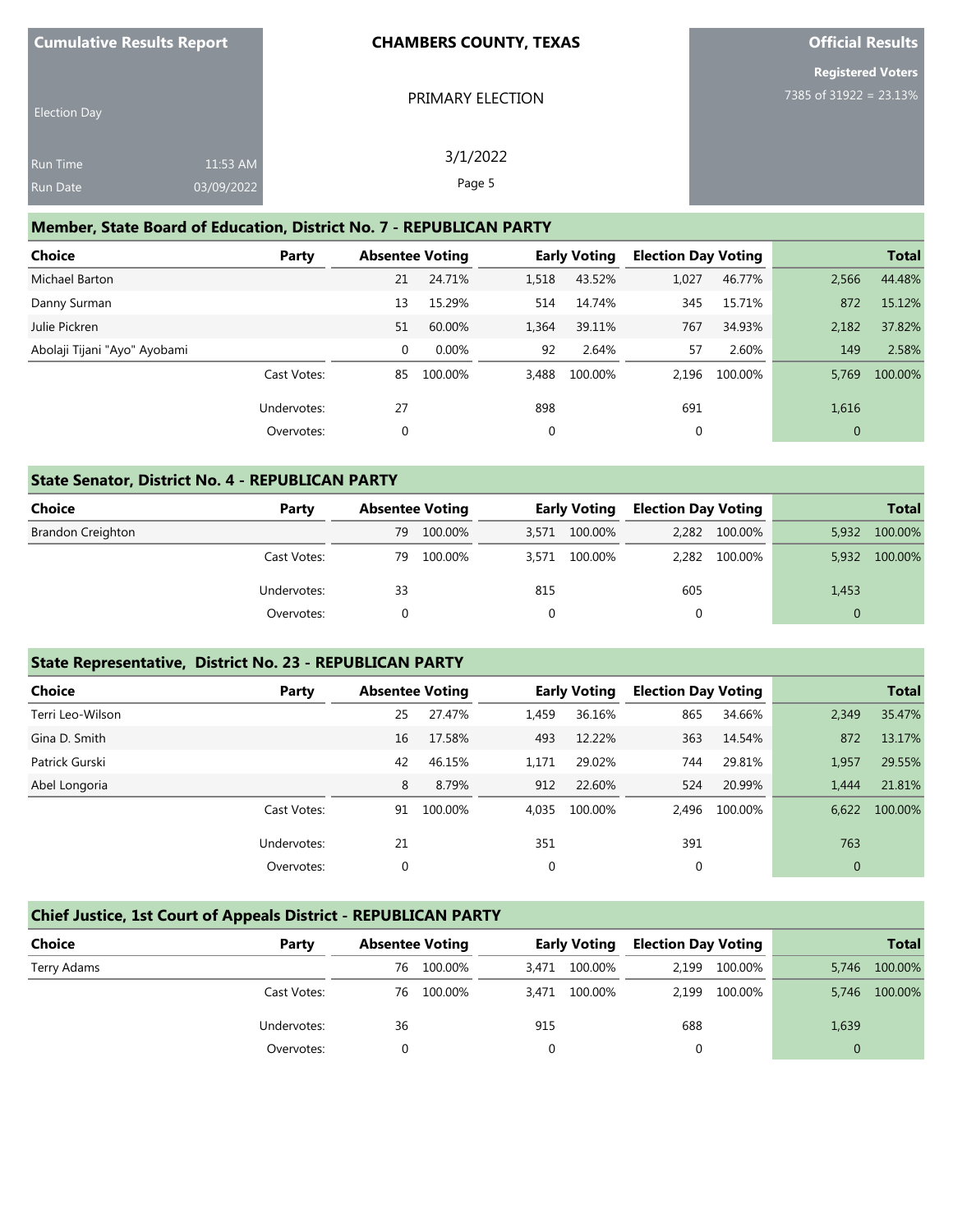**Cumulative Results Report**

Election Day

Run Time 11:53 AM
Run Date 03/09/2022

**CHAMBERS COUNTY, TEXAS**

PRIMARY ELECTION

3/1/2022

**Official Results**

**Registered Voters**
7385 of 31922 = 23.13%

## Member, State Board of Education, District No. 7 - REPUBLICAN PARTY

| Choice | Party | Absentee Voting | | Early Voting | | Election Day Voting | | Total | |
|---|---|---|---|---|---|---|---|---|---|
| Michael Barton | | 21 | 24.71% | 1,518 | 43.52% | 1,027 | 46.77% | 2,566 | 44.48% |
| Danny Surman | | 13 | 15.29% | 514 | 14.74% | 345 | 15.71% | 872 | 15.12% |
| Julie Pickren | | 51 | 60.00% | 1,364 | 39.11% | 767 | 34.93% | 2,182 | 37.82% |
| Abolaji Tijani "Ayo" Ayobami | | 0 | 0.00% | 92 | 2.64% | 57 | 2.60% | 149 | 2.58% |
| | Cast Votes: | 85 | 100.00% | 3,488 | 100.00% | 2,196 | 100.00% | 5,769 | 100.00% |
| | Undervotes: | 27 | | 898 | | 691 | | 1,616 | |
| | Overvotes: | 0 | | 0 | | 0 | | 0 | |

## State Senator, District No. 4 - REPUBLICAN PARTY

| Choice | Party | Absentee Voting | | Early Voting | | Election Day Voting | | Total | |
|---|---|---|---|---|---|---|---|---|---|
| Brandon Creighton | | 79 | 100.00% | 3,571 | 100.00% | 2,282 | 100.00% | 5,932 | 100.00% |
| | Cast Votes: | 79 | 100.00% | 3,571 | 100.00% | 2,282 | 100.00% | 5,932 | 100.00% |
| | Undervotes: | 33 | | 815 | | 605 | | 1,453 | |
| | Overvotes: | 0 | | 0 | | 0 | | 0 | |

## State Representative, District No. 23 - REPUBLICAN PARTY

| Choice | Party | Absentee Voting | | Early Voting | | Election Day Voting | | Total | |
|---|---|---|---|---|---|---|---|---|---|
| Terri Leo-Wilson | | 25 | 27.47% | 1,459 | 36.16% | 865 | 34.66% | 2,349 | 35.47% |
| Gina D. Smith | | 16 | 17.58% | 493 | 12.22% | 363 | 14.54% | 872 | 13.17% |
| Patrick Gurski | | 42 | 46.15% | 1,171 | 29.02% | 744 | 29.81% | 1,957 | 29.55% |
| Abel Longoria | | 8 | 8.79% | 912 | 22.60% | 524 | 20.99% | 1,444 | 21.81% |
| | Cast Votes: | 91 | 100.00% | 4,035 | 100.00% | 2,496 | 100.00% | 6,622 | 100.00% |
| | Undervotes: | 21 | | 351 | | 391 | | 763 | |
| | Overvotes: | 0 | | 0 | | 0 | | 0 | |

## Chief Justice, 1st Court of Appeals District - REPUBLICAN PARTY

| Choice | Party | Absentee Voting | | Early Voting | | Election Day Voting | | Total | |
|---|---|---|---|---|---|---|---|---|---|
| Terry Adams | | 76 | 100.00% | 3,471 | 100.00% | 2,199 | 100.00% | 5,746 | 100.00% |
| | Cast Votes: | 76 | 100.00% | 3,471 | 100.00% | 2,199 | 100.00% | 5,746 | 100.00% |
| | Undervotes: | 36 | | 915 | | 688 | | 1,639 | |
| | Overvotes: | 0 | | 0 | | 0 | | 0 | |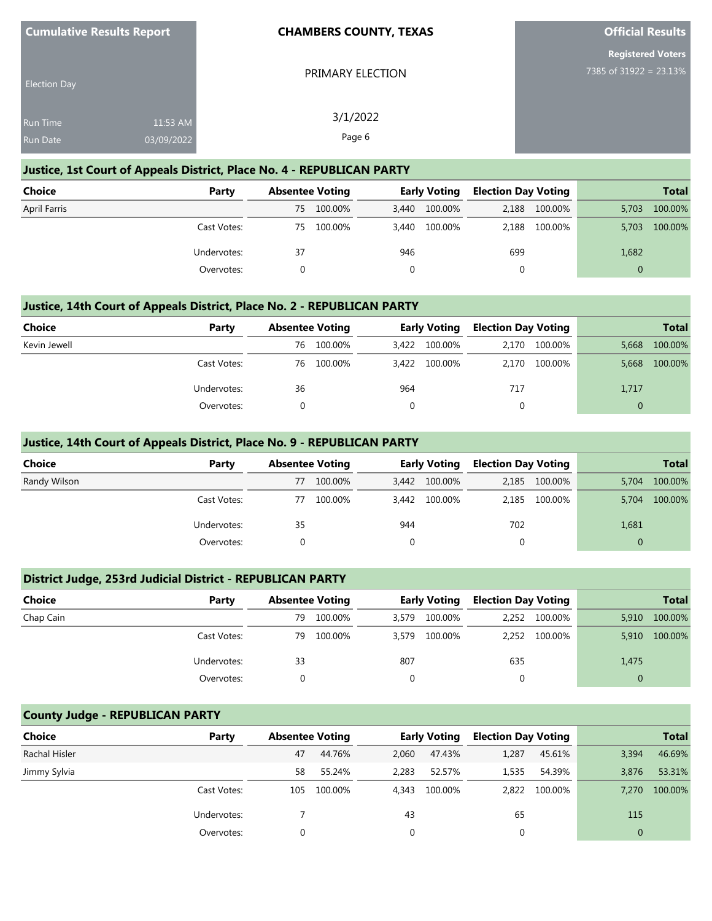| Cumulative Results Report | CHAMBERS COUNTY, TEXAS | Official Results |
|---|---|---|
| Election Day | PRIMARY ELECTION | Registered Voters 7385 of 31922 = 23.13% |
| Run Time 11:53 AM | 3/1/2022 | |
| Run Date 03/09/2022 | Page 6 | |

## Justice, 1st Court of Appeals District, Place No. 4 - REPUBLICAN PARTY

| Choice | Party | Absentee Voting | | Early Voting | | Election Day Voting | | Total | |
|---|---|---|---|---|---|---|---|---|---|
| April Farris | | 75 | 100.00% | 3,440 | 100.00% | 2,188 | 100.00% | 5,703 | 100.00% |
| | Cast Votes: | 75 | 100.00% | 3,440 | 100.00% | 2,188 | 100.00% | 5,703 | 100.00% |
| | Undervotes: | 37 | | 946 | | 699 | | 1,682 | |
| | Overvotes: | 0 | | 0 | | 0 | | 0 | |

## Justice, 14th Court of Appeals District, Place No. 2 - REPUBLICAN PARTY

| Choice | Party | Absentee Voting | | Early Voting | | Election Day Voting | | Total | |
|---|---|---|---|---|---|---|---|---|---|
| Kevin Jewell | | 76 | 100.00% | 3,422 | 100.00% | 2,170 | 100.00% | 5,668 | 100.00% |
| | Cast Votes: | 76 | 100.00% | 3,422 | 100.00% | 2,170 | 100.00% | 5,668 | 100.00% |
| | Undervotes: | 36 | | 964 | | 717 | | 1,717 | |
| | Overvotes: | 0 | | 0 | | 0 | | 0 | |

## Justice, 14th Court of Appeals District, Place No. 9 - REPUBLICAN PARTY

| Choice | Party | Absentee Voting | | Early Voting | | Election Day Voting | | Total | |
|---|---|---|---|---|---|---|---|---|---|
| Randy Wilson | | 77 | 100.00% | 3,442 | 100.00% | 2,185 | 100.00% | 5,704 | 100.00% |
| | Cast Votes: | 77 | 100.00% | 3,442 | 100.00% | 2,185 | 100.00% | 5,704 | 100.00% |
| | Undervotes: | 35 | | 944 | | 702 | | 1,681 | |
| | Overvotes: | 0 | | 0 | | 0 | | 0 | |

## District Judge, 253rd Judicial District - REPUBLICAN PARTY

| Choice | Party | Absentee Voting | | Early Voting | | Election Day Voting | | Total | |
|---|---|---|---|---|---|---|---|---|---|
| Chap Cain | | 79 | 100.00% | 3,579 | 100.00% | 2,252 | 100.00% | 5,910 | 100.00% |
| | Cast Votes: | 79 | 100.00% | 3,579 | 100.00% | 2,252 | 100.00% | 5,910 | 100.00% |
| | Undervotes: | 33 | | 807 | | 635 | | 1,475 | |
| | Overvotes: | 0 | | 0 | | 0 | | 0 | |

## County Judge - REPUBLICAN PARTY

| Choice | Party | Absentee Voting | | Early Voting | | Election Day Voting | | Total | |
|---|---|---|---|---|---|---|---|---|---|
| Rachal Hisler | | 47 | 44.76% | 2,060 | 47.43% | 1,287 | 45.61% | 3,394 | 46.69% |
| Jimmy Sylvia | | 58 | 55.24% | 2,283 | 52.57% | 1,535 | 54.39% | 3,876 | 53.31% |
| | Cast Votes: | 105 | 100.00% | 4,343 | 100.00% | 2,822 | 100.00% | 7,270 | 100.00% |
| | Undervotes: | 7 | | 43 | | 65 | | 115 | |
| | Overvotes: | 0 | | 0 | | 0 | | 0 | |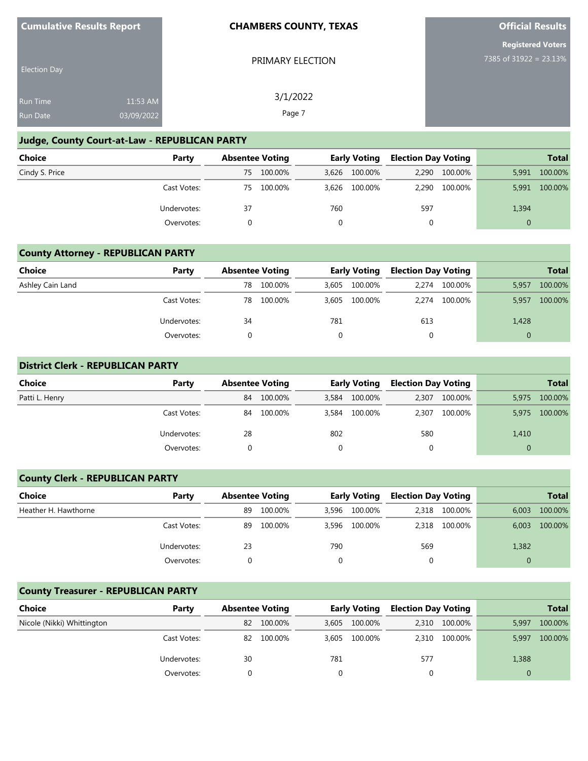**Cumulative Results Report**

Election Day

Run Time 11:53 AM
Run Date 03/09/2022

**CHAMBERS COUNTY, TEXAS**

PRIMARY ELECTION

3/1/2022

**Official Results**

**Registered Voters**
7385 of 31922 = 23.13%

## Judge, County Court-at-Law - REPUBLICAN PARTY

| Choice | Party | Absentee Voting | | Early Voting | | Election Day Voting | | Total | |
|---|---|---|---|---|---|---|---|---|---|
| Cindy S. Price | | 75 | 100.00% | 3,626 | 100.00% | 2,290 | 100.00% | 5,991 | 100.00% |
| | Cast Votes: | 75 | 100.00% | 3,626 | 100.00% | 2,290 | 100.00% | 5,991 | 100.00% |
| | Undervotes: | 37 | | 760 | | 597 | | 1,394 | |
| | Overvotes: | 0 | | 0 | | 0 | | 0 | |

## County Attorney - REPUBLICAN PARTY

| Choice | Party | Absentee Voting | | Early Voting | | Election Day Voting | | Total | |
|---|---|---|---|---|---|---|---|---|---|
| Ashley Cain Land | | 78 | 100.00% | 3,605 | 100.00% | 2,274 | 100.00% | 5,957 | 100.00% |
| | Cast Votes: | 78 | 100.00% | 3,605 | 100.00% | 2,274 | 100.00% | 5,957 | 100.00% |
| | Undervotes: | 34 | | 781 | | 613 | | 1,428 | |
| | Overvotes: | 0 | | 0 | | 0 | | 0 | |

## District Clerk - REPUBLICAN PARTY

| Choice | Party | Absentee Voting | | Early Voting | | Election Day Voting | | Total | |
|---|---|---|---|---|---|---|---|---|---|
| Patti L. Henry | | 84 | 100.00% | 3,584 | 100.00% | 2,307 | 100.00% | 5,975 | 100.00% |
| | Cast Votes: | 84 | 100.00% | 3,584 | 100.00% | 2,307 | 100.00% | 5,975 | 100.00% |
| | Undervotes: | 28 | | 802 | | 580 | | 1,410 | |
| | Overvotes: | 0 | | 0 | | 0 | | 0 | |

## County Clerk - REPUBLICAN PARTY

| Choice | Party | Absentee Voting | | Early Voting | | Election Day Voting | | Total | |
|---|---|---|---|---|---|---|---|---|---|
| Heather H. Hawthorne | | 89 | 100.00% | 3,596 | 100.00% | 2,318 | 100.00% | 6,003 | 100.00% |
| | Cast Votes: | 89 | 100.00% | 3,596 | 100.00% | 2,318 | 100.00% | 6,003 | 100.00% |
| | Undervotes: | 23 | | 790 | | 569 | | 1,382 | |
| | Overvotes: | 0 | | 0 | | 0 | | 0 | |

## County Treasurer - REPUBLICAN PARTY

| Choice | Party | Absentee Voting | | Early Voting | | Election Day Voting | | Total | |
|---|---|---|---|---|---|---|---|---|---|
| Nicole (Nikki) Whittington | | 82 | 100.00% | 3,605 | 100.00% | 2,310 | 100.00% | 5,997 | 100.00% |
| | Cast Votes: | 82 | 100.00% | 3,605 | 100.00% | 2,310 | 100.00% | 5,997 | 100.00% |
| | Undervotes: | 30 | | 781 | | 577 | | 1,388 | |
| | Overvotes: | 0 | | 0 | | 0 | | 0 | |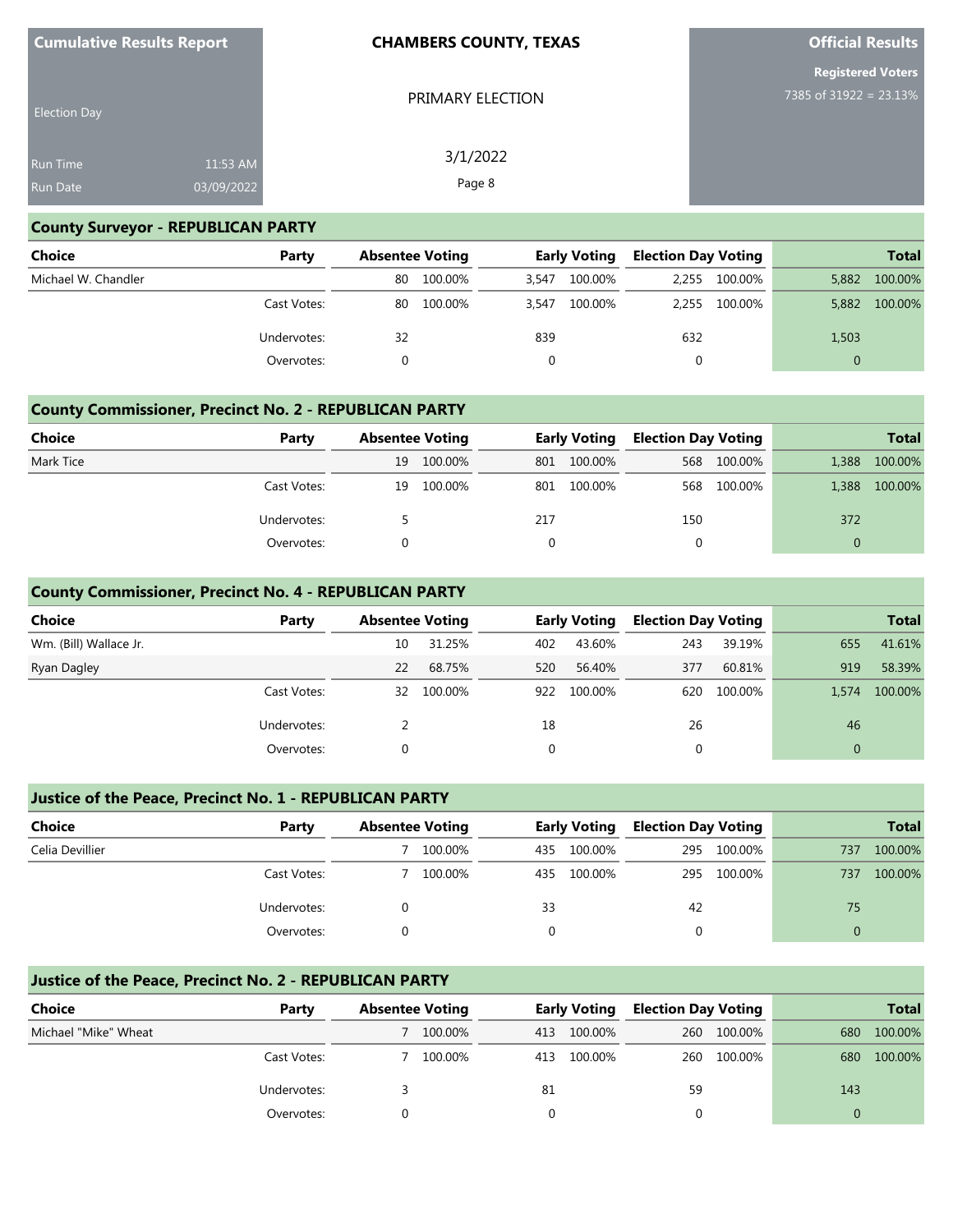Cumulative Results Report

Election Day

Run Time 11:53 AM
Run Date 03/09/2022

**CHAMBERS COUNTY, TEXAS**

PRIMARY ELECTION

3/1/2022

**Official Results**

**Registered Voters**
7385 of 31922 = 23.13%

## County Surveyor - REPUBLICAN PARTY

| Choice | Party | Absentee Voting | | Early Voting | | Election Day Voting | | Total | |
|---|---|---|---|---|---|---|---|---|---|
| Michael W. Chandler | | 80 | 100.00% | 3,547 | 100.00% | 2,255 | 100.00% | 5,882 | 100.00% |
| | Cast Votes: | 80 | 100.00% | 3,547 | 100.00% | 2,255 | 100.00% | 5,882 | 100.00% |
| | Undervotes: | 32 | | 839 | | 632 | | 1,503 | |
| | Overvotes: | 0 | | 0 | | 0 | | 0 | |

## County Commissioner, Precinct No. 2 - REPUBLICAN PARTY

| Choice | Party | Absentee Voting | | Early Voting | | Election Day Voting | | Total | |
|---|---|---|---|---|---|---|---|---|---|
| Mark Tice | | 19 | 100.00% | 801 | 100.00% | 568 | 100.00% | 1,388 | 100.00% |
| | Cast Votes: | 19 | 100.00% | 801 | 100.00% | 568 | 100.00% | 1,388 | 100.00% |
| | Undervotes: | 5 | | 217 | | 150 | | 372 | |
| | Overvotes: | 0 | | 0 | | 0 | | 0 | |

## County Commissioner, Precinct No. 4 - REPUBLICAN PARTY

| Choice | Party | Absentee Voting | | Early Voting | | Election Day Voting | | Total | |
|---|---|---|---|---|---|---|---|---|---|
| Wm. (Bill) Wallace Jr. | | 10 | 31.25% | 402 | 43.60% | 243 | 39.19% | 655 | 41.61% |
| Ryan Dagley | | 22 | 68.75% | 520 | 56.40% | 377 | 60.81% | 919 | 58.39% |
| | Cast Votes: | 32 | 100.00% | 922 | 100.00% | 620 | 100.00% | 1,574 | 100.00% |
| | Undervotes: | 2 | | 18 | | 26 | | 46 | |
| | Overvotes: | 0 | | 0 | | 0 | | 0 | |

## Justice of the Peace, Precinct No. 1 - REPUBLICAN PARTY

| Choice | Party | Absentee Voting | | Early Voting | | Election Day Voting | | Total | |
|---|---|---|---|---|---|---|---|---|---|
| Celia Devillier | | 7 | 100.00% | 435 | 100.00% | 295 | 100.00% | 737 | 100.00% |
| | Cast Votes: | 7 | 100.00% | 435 | 100.00% | 295 | 100.00% | 737 | 100.00% |
| | Undervotes: | 0 | | 33 | | 42 | | 75 | |
| | Overvotes: | 0 | | 0 | | 0 | | 0 | |

## Justice of the Peace, Precinct No. 2 - REPUBLICAN PARTY

| Choice | Party | Absentee Voting | | Early Voting | | Election Day Voting | | Total | |
|---|---|---|---|---|---|---|---|---|---|
| Michael "Mike" Wheat | | 7 | 100.00% | 413 | 100.00% | 260 | 100.00% | 680 | 100.00% |
| | Cast Votes: | 7 | 100.00% | 413 | 100.00% | 260 | 100.00% | 680 | 100.00% |
| | Undervotes: | 3 | | 81 | | 59 | | 143 | |
| | Overvotes: | 0 | | 0 | | 0 | | 0 | |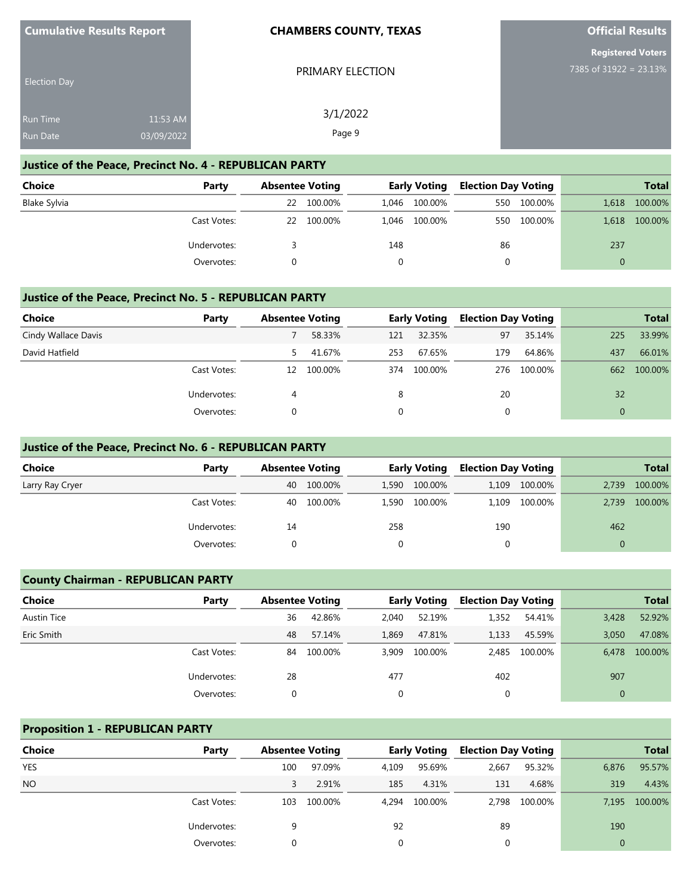**Cumulative Results Report**

Election Day

Run Time 11:53 AM
Run Date 03/09/2022

**CHAMBERS COUNTY, TEXAS**

PRIMARY ELECTION

3/1/2022

**Official Results**

**Registered Voters**
7385 of 31922 = 23.13%

## Justice of the Peace, Precinct No. 4 - REPUBLICAN PARTY

| Choice | Party | Absentee Voting | | Early Voting | | Election Day Voting | | Total | |
|---|---|---|---|---|---|---|---|---|---|
| Blake Sylvia | | 22 | 100.00% | 1,046 | 100.00% | 550 | 100.00% | 1,618 | 100.00% |
| | Cast Votes: | 22 | 100.00% | 1,046 | 100.00% | 550 | 100.00% | 1,618 | 100.00% |
| | Undervotes: | 3 | | 148 | | 86 | | 237 | |
| | Overvotes: | 0 | | 0 | | 0 | | 0 | |

## Justice of the Peace, Precinct No. 5 - REPUBLICAN PARTY

| Choice | Party | Absentee Voting | | Early Voting | | Election Day Voting | | Total | |
|---|---|---|---|---|---|---|---|---|---|
| Cindy Wallace Davis | | 7 | 58.33% | 121 | 32.35% | 97 | 35.14% | 225 | 33.99% |
| David Hatfield | | 5 | 41.67% | 253 | 67.65% | 179 | 64.86% | 437 | 66.01% |
| | Cast Votes: | 12 | 100.00% | 374 | 100.00% | 276 | 100.00% | 662 | 100.00% |
| | Undervotes: | 4 | | 8 | | 20 | | 32 | |
| | Overvotes: | 0 | | 0 | | 0 | | 0 | |

## Justice of the Peace, Precinct No. 6 - REPUBLICAN PARTY

| Choice | Party | Absentee Voting | | Early Voting | | Election Day Voting | | Total | |
|---|---|---|---|---|---|---|---|---|---|
| Larry Ray Cryer | | 40 | 100.00% | 1,590 | 100.00% | 1,109 | 100.00% | 2,739 | 100.00% |
| | Cast Votes: | 40 | 100.00% | 1,590 | 100.00% | 1,109 | 100.00% | 2,739 | 100.00% |
| | Undervotes: | 14 | | 258 | | 190 | | 462 | |
| | Overvotes: | 0 | | 0 | | 0 | | 0 | |

## County Chairman - REPUBLICAN PARTY

| Choice | Party | Absentee Voting | | Early Voting | | Election Day Voting | | Total | |
|---|---|---|---|---|---|---|---|---|---|
| Austin Tice | | 36 | 42.86% | 2,040 | 52.19% | 1,352 | 54.41% | 3,428 | 52.92% |
| Eric Smith | | 48 | 57.14% | 1,869 | 47.81% | 1,133 | 45.59% | 3,050 | 47.08% |
| | Cast Votes: | 84 | 100.00% | 3,909 | 100.00% | 2,485 | 100.00% | 6,478 | 100.00% |
| | Undervotes: | 28 | | 477 | | 402 | | 907 | |
| | Overvotes: | 0 | | 0 | | 0 | | 0 | |

## Proposition 1 - REPUBLICAN PARTY

| Choice | Party | Absentee Voting | | Early Voting | | Election Day Voting | | Total | |
|---|---|---|---|---|---|---|---|---|---|
| YES | | 100 | 97.09% | 4,109 | 95.69% | 2,667 | 95.32% | 6,876 | 95.57% |
| NO | | 3 | 2.91% | 185 | 4.31% | 131 | 4.68% | 319 | 4.43% |
| | Cast Votes: | 103 | 100.00% | 4,294 | 100.00% | 2,798 | 100.00% | 7,195 | 100.00% |
| | Undervotes: | 9 | | 92 | | 89 | | 190 | |
| | Overvotes: | 0 | | 0 | | 0 | | 0 | |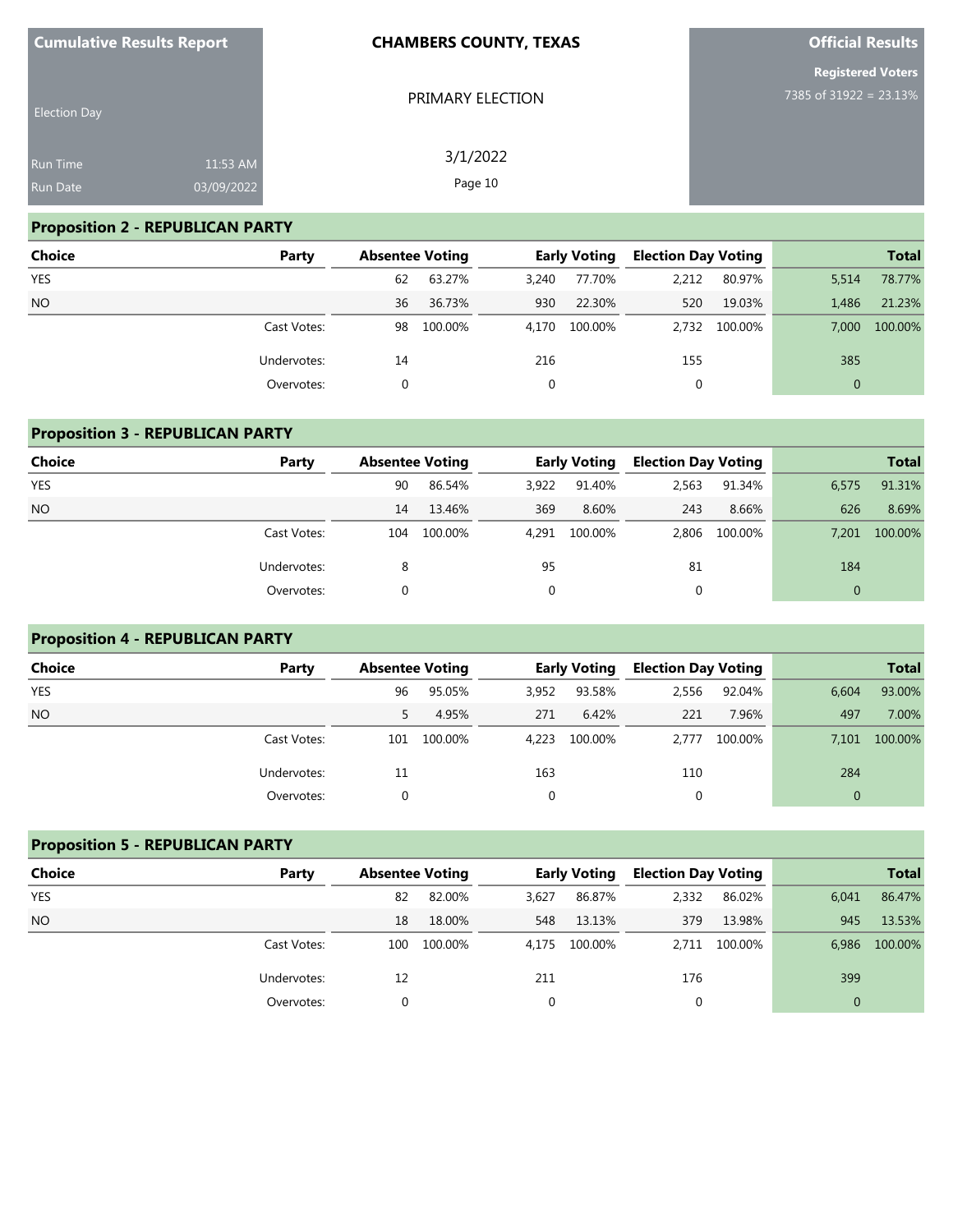Cumulative Results Report

Election Day

Run Time 11:53 AM
Run Date 03/09/2022

**CHAMBERS COUNTY, TEXAS**

PRIMARY ELECTION

3/1/2022

**Official Results**

**Registered Voters**
7385 of 31922 = 23.13%

## Proposition 2 - REPUBLICAN PARTY

| Choice | Party | Absentee Voting | | Early Voting | | Election Day Voting | | Total | |
|---|---|---|---|---|---|---|---|---|---|
| YES | | 62 | 63.27% | 3,240 | 77.70% | 2,212 | 80.97% | 5,514 | 78.77% |
| NO | | 36 | 36.73% | 930 | 22.30% | 520 | 19.03% | 1,486 | 21.23% |
| | Cast Votes: | 98 | 100.00% | 4,170 | 100.00% | 2,732 | 100.00% | 7,000 | 100.00% |
| | Undervotes: | 14 | | 216 | | 155 | | 385 | |
| | Overvotes: | 0 | | 0 | | 0 | | 0 | |

## Proposition 3 - REPUBLICAN PARTY

| Choice | Party | Absentee Voting | | Early Voting | | Election Day Voting | | Total | |
|---|---|---|---|---|---|---|---|---|---|
| YES | | 90 | 86.54% | 3,922 | 91.40% | 2,563 | 91.34% | 6,575 | 91.31% |
| NO | | 14 | 13.46% | 369 | 8.60% | 243 | 8.66% | 626 | 8.69% |
| | Cast Votes: | 104 | 100.00% | 4,291 | 100.00% | 2,806 | 100.00% | 7,201 | 100.00% |
| | Undervotes: | 8 | | 95 | | 81 | | 184 | |
| | Overvotes: | 0 | | 0 | | 0 | | 0 | |

## Proposition 4 - REPUBLICAN PARTY

| Choice | Party | Absentee Voting | | Early Voting | | Election Day Voting | | Total | |
|---|---|---|---|---|---|---|---|---|---|
| YES | | 96 | 95.05% | 3,952 | 93.58% | 2,556 | 92.04% | 6,604 | 93.00% |
| NO | | 5 | 4.95% | 271 | 6.42% | 221 | 7.96% | 497 | 7.00% |
| | Cast Votes: | 101 | 100.00% | 4,223 | 100.00% | 2,777 | 100.00% | 7,101 | 100.00% |
| | Undervotes: | 11 | | 163 | | 110 | | 284 | |
| | Overvotes: | 0 | | 0 | | 0 | | 0 | |

## Proposition 5 - REPUBLICAN PARTY

| Choice | Party | Absentee Voting | | Early Voting | | Election Day Voting | | Total | |
|---|---|---|---|---|---|---|---|---|---|
| YES | | 82 | 82.00% | 3,627 | 86.87% | 2,332 | 86.02% | 6,041 | 86.47% |
| NO | | 18 | 18.00% | 548 | 13.13% | 379 | 13.98% | 945 | 13.53% |
| | Cast Votes: | 100 | 100.00% | 4,175 | 100.00% | 2,711 | 100.00% | 6,986 | 100.00% |
| | Undervotes: | 12 | | 211 | | 176 | | 399 | |
| | Overvotes: | 0 | | 0 | | 0 | | 0 | |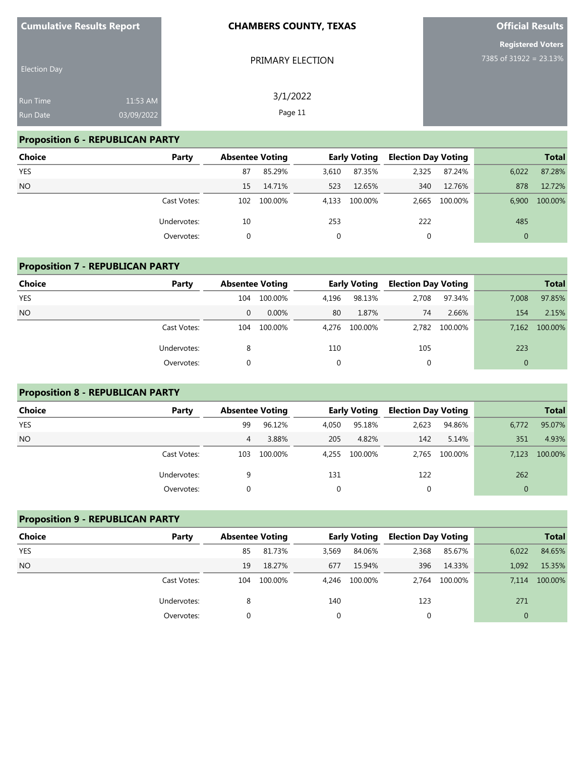Cumulative Results Report

Election Day

Run Time 11:53 AM
Run Date 03/09/2022

**CHAMBERS COUNTY, TEXAS**

PRIMARY ELECTION

3/1/2022

**Official Results**

**Registered Voters**
7385 of 31922 = 23.13%

## Proposition 6 - REPUBLICAN PARTY

| Choice | Party | Absentee Voting | | Early Voting | | Election Day Voting | | Total | |
|---|---|---|---|---|---|---|---|---|---|
| YES | | 87 | 85.29% | 3,610 | 87.35% | 2,325 | 87.24% | 6,022 | 87.28% |
| NO | | 15 | 14.71% | 523 | 12.65% | 340 | 12.76% | 878 | 12.72% |
| | Cast Votes: | 102 | 100.00% | 4,133 | 100.00% | 2,665 | 100.00% | 6,900 | 100.00% |
| | Undervotes: | 10 | | 253 | | 222 | | 485 | |
| | Overvotes: | 0 | | 0 | | 0 | | 0 | |

## Proposition 7 - REPUBLICAN PARTY

| Choice | Party | Absentee Voting | | Early Voting | | Election Day Voting | | Total | |
|---|---|---|---|---|---|---|---|---|---|
| YES | | 104 | 100.00% | 4,196 | 98.13% | 2,708 | 97.34% | 7,008 | 97.85% |
| NO | | 0 | 0.00% | 80 | 1.87% | 74 | 2.66% | 154 | 2.15% |
| | Cast Votes: | 104 | 100.00% | 4,276 | 100.00% | 2,782 | 100.00% | 7,162 | 100.00% |
| | Undervotes: | 8 | | 110 | | 105 | | 223 | |
| | Overvotes: | 0 | | 0 | | 0 | | 0 | |

## Proposition 8 - REPUBLICAN PARTY

| Choice | Party | Absentee Voting | | Early Voting | | Election Day Voting | | Total | |
|---|---|---|---|---|---|---|---|---|---|
| YES | | 99 | 96.12% | 4,050 | 95.18% | 2,623 | 94.86% | 6,772 | 95.07% |
| NO | | 4 | 3.88% | 205 | 4.82% | 142 | 5.14% | 351 | 4.93% |
| | Cast Votes: | 103 | 100.00% | 4,255 | 100.00% | 2,765 | 100.00% | 7,123 | 100.00% |
| | Undervotes: | 9 | | 131 | | 122 | | 262 | |
| | Overvotes: | 0 | | 0 | | 0 | | 0 | |

## Proposition 9 - REPUBLICAN PARTY

| Choice | Party | Absentee Voting | | Early Voting | | Election Day Voting | | Total | |
|---|---|---|---|---|---|---|---|---|---|
| YES | | 85 | 81.73% | 3,569 | 84.06% | 2,368 | 85.67% | 6,022 | 84.65% |
| NO | | 19 | 18.27% | 677 | 15.94% | 396 | 14.33% | 1,092 | 15.35% |
| | Cast Votes: | 104 | 100.00% | 4,246 | 100.00% | 2,764 | 100.00% | 7,114 | 100.00% |
| | Undervotes: | 8 | | 140 | | 123 | | 271 | |
| | Overvotes: | 0 | | 0 | | 0 | | 0 | |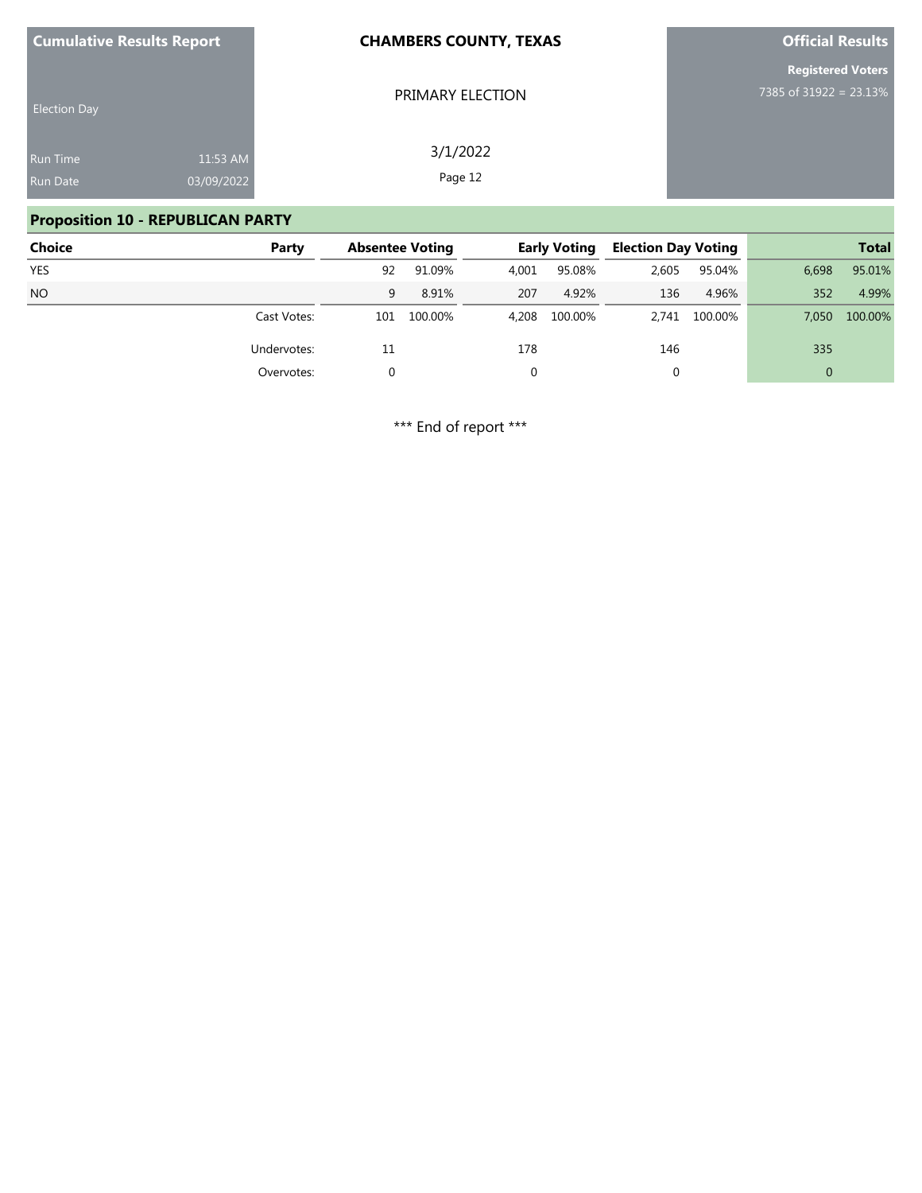**Cumulative Results Report**

Election Day

Run Time 11:53 AM
Run Date 03/09/2022

**CHAMBERS COUNTY, TEXAS**

PRIMARY ELECTION

3/1/2022

**Official Results**

**Registered Voters**
7385 of 31922 = 23.13%

## Proposition 10 - REPUBLICAN PARTY

| Choice | Party | Absentee Voting | | Early Voting | | Election Day Voting | | Total | |
|---|---|---|---|---|---|---|---|---|---|
| YES | | 92 | 91.09% | 4,001 | 95.08% | 2,605 | 95.04% | 6,698 | 95.01% |
| NO | | 9 | 8.91% | 207 | 4.92% | 136 | 4.96% | 352 | 4.99% |
| | Cast Votes: | 101 | 100.00% | 4,208 | 100.00% | 2,741 | 100.00% | 7,050 | 100.00% |
| | Undervotes: | 11 | | 178 | | 146 | | 335 | |
| | Overvotes: | 0 | | 0 | | 0 | | 0 | |

*** End of report ***